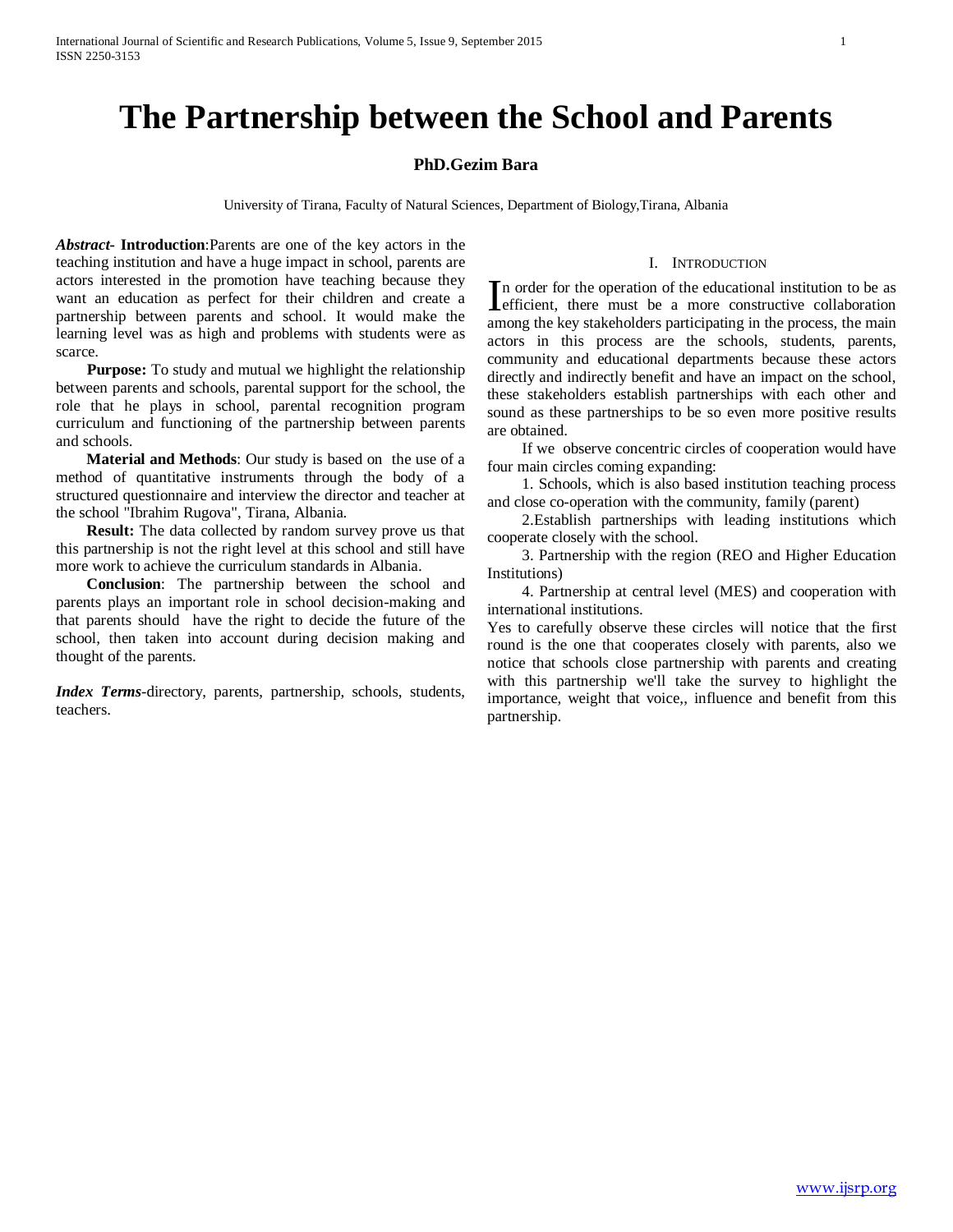# The Partnership between the School and Parents

**PhD.Gezim Bara**

University of Tirana, Faculty of Natural Sciences, Department of Biology,Tirana, Albania

***Abstract*- Introduction**:Parents are one of the key actors in the teaching institution and have a huge impact in school, parents are actors interested in the promotion have teaching because they want an education as perfect for their children and create a partnership between parents and school. It would make the learning level was as high and problems with students were as scarce.

**Purpose:** To study and mutual we highlight the relationship between parents and schools, parental support for the school, the role that he plays in school, parental recognition program curriculum and functioning of the partnership between parents and schools.

**Material and Methods**: Our study is based on the use of a method of quantitative instruments through the body of a structured questionnaire and interview the director and teacher at the school "Ibrahim Rugova", Tirana, Albania.

**Result:** The data collected by random survey prove us that this partnership is not the right level at this school and still have more work to achieve the curriculum standards in Albania.

**Conclusion**: The partnership between the school and parents plays an important role in school decision-making and that parents should have the right to decide the future of the school, then taken into account during decision making and thought of the parents.

***Index Terms***-directory, parents, partnership, schools, students, teachers.

## I. Introduction

In order for the operation of the educational institution to be as efficient, there must be a more constructive collaboration among the key stakeholders participating in the process, the main actors in this process are the schools, students, parents, community and educational departments because these actors directly and indirectly benefit and have an impact on the school, these stakeholders establish partnerships with each other and sound as these partnerships to be so even more positive results are obtained.

If we observe concentric circles of cooperation would have four main circles coming expanding:

1. Schools, which is also based institution teaching process and close co-operation with the community, family (parent)
2. Establish partnerships with leading institutions which cooperate closely with the school.
3. Partnership with the region (REO and Higher Education Institutions)
4. Partnership at central level (MES) and cooperation with international institutions.

Yes to carefully observe these circles will notice that the first round is the one that cooperates closely with parents, also we notice that schools close partnership with parents and creating with this partnership we'll take the survey to highlight the importance, weight that voice,, influence and benefit from this partnership.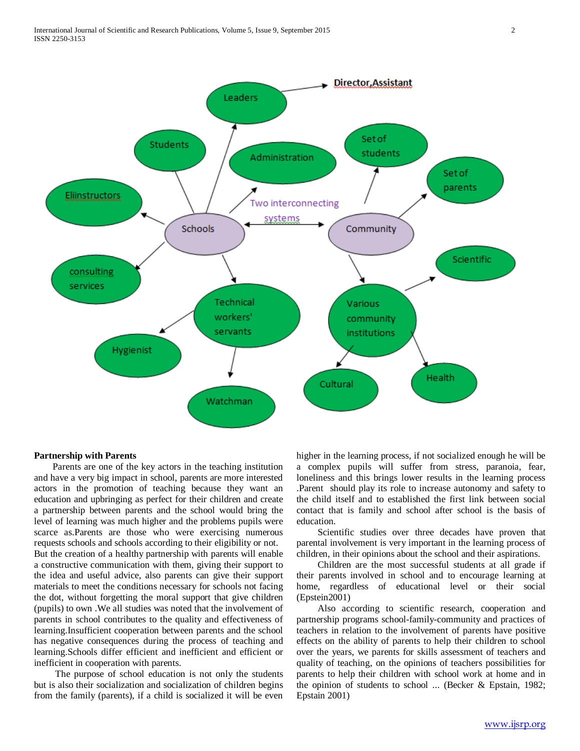**Partnership with Parents**

Parents are one of the key actors in the teaching institution and have a very big impact in school, parents are more interested actors in the promotion of teaching because they want an education and upbringing as perfect for their children and create a partnership between parents and the school would bring the level of learning was much higher and the problems pupils were scarce as.Parents are those who were exercising numerous requests schools and schools according to their eligibility or not. But the creation of a healthy partnership with parents will enable a constructive communication with them, giving their support to the idea and useful advice, also parents can give their support materials to meet the conditions necessary for schools not facing the dot, without forgetting the moral support that give children (pupils) to own .We all studies was noted that the involvement of parents in school contributes to the quality and effectiveness of learning.Insufficient cooperation between parents and the school has negative consequences during the process of teaching and learning.Schools differ efficient and inefficient and efficient or inefficient in cooperation with parents.

The purpose of school education is not only the students but is also their socialization and socialization of children begins from the family (parents), if a child is socialized it will be even higher in the learning process, if not socialized enough he will be a complex pupils will suffer from stress, paranoia, fear, loneliness and this brings lower results in the learning process .Parent should play its role to increase autonomy and safety to the child itself and to established the first link between social contact that is family and school after school is the basis of education.

Scientific studies over three decades have proven that parental involvement is very important in the learning process of children, in their opinions about the school and their aspirations.

Children are the most successful students at all grade if their parents involved in school and to encourage learning at home, regardless of educational level or their social (Epstein2001)

Also according to scientific research, cooperation and partnership programs school-family-community and practices of teachers in relation to the involvement of parents have positive effects on the ability of parents to help their children to school over the years, we parents for skills assessment of teachers and quality of teaching, on the opinions of teachers possibilities for parents to help their children with school work at home and in the opinion of students to school ... (Becker & Epstain, 1982; Epstain 2001)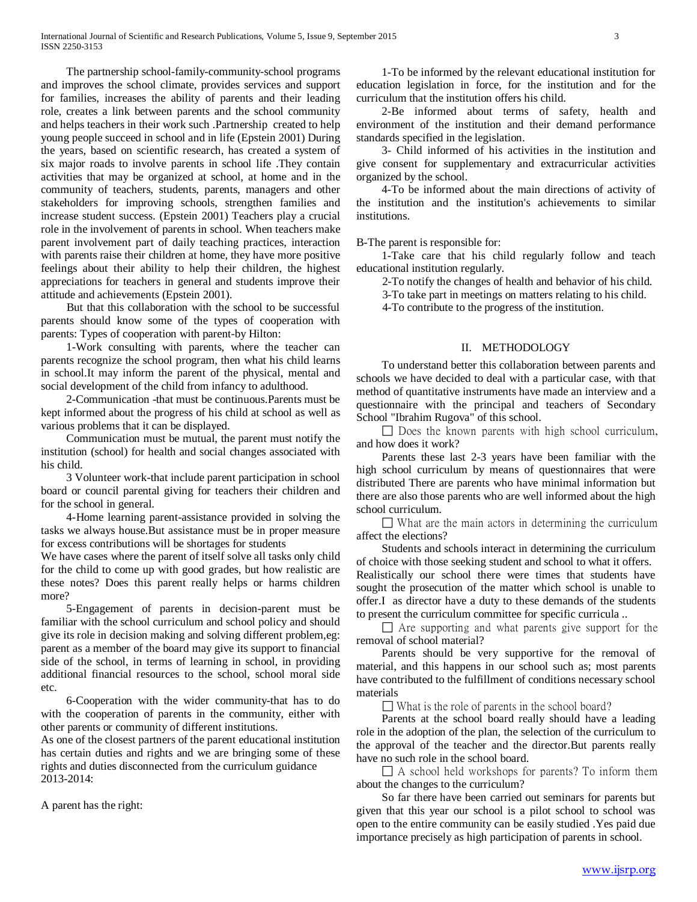The partnership school-family-community-school programs and improves the school climate, provides services and support for families, increases the ability of parents and their leading role, creates a link between parents and the school community and helps teachers in their work such .Partnership created to help young people succeed in school and in life (Epstein 2001) During the years, based on scientific research, has created a system of six major roads to involve parents in school life .They contain activities that may be organized at school, at home and in the community of teachers, students, parents, managers and other stakeholders for improving schools, strengthen families and increase student success. (Epstein 2001) Teachers play a crucial role in the involvement of parents in school. When teachers make parent involvement part of daily teaching practices, interaction with parents raise their children at home, they have more positive feelings about their ability to help their children, the highest appreciations for teachers in general and students improve their attitude and achievements (Epstein 2001).

But that this collaboration with the school to be successful parents should know some of the types of cooperation with parents: Types of cooperation with parent-by Hilton:

1-Work consulting with parents, where the teacher can parents recognize the school program, then what his child learns in school.It may inform the parent of the physical, mental and social development of the child from infancy to adulthood.

2-Communication -that must be continuous.Parents must be kept informed about the progress of his child at school as well as various problems that it can be displayed.

Communication must be mutual, the parent must notify the institution (school) for health and social changes associated with his child.

3 Volunteer work-that include parent participation in school board or council parental giving for teachers their children and for the school in general.

4-Home learning parent-assistance provided in solving the tasks we always house.But assistance must be in proper measure for excess contributions will be shortages for students

We have cases where the parent of itself solve all tasks only child for the child to come up with good grades, but how realistic are these notes? Does this parent really helps or harms children more?

5-Engagement of parents in decision-parent must be familiar with the school curriculum and school policy and should give its role in decision making and solving different problem,eg: parent as a member of the board may give its support to financial side of the school, in terms of learning in school, in providing additional financial resources to the school, school moral side etc.

6-Cooperation with the wider community-that has to do with the cooperation of parents in the community, either with other parents or community of different institutions.

As one of the closest partners of the parent educational institution has certain duties and rights and we are bringing some of these rights and duties disconnected from the curriculum guidance 2013-2014:

A parent has the right:

1-To be informed by the relevant educational institution for education legislation in force, for the institution and for the curriculum that the institution offers his child.

2-Be informed about terms of safety, health and environment of the institution and their demand performance standards specified in the legislation.

3- Child informed of his activities in the institution and give consent for supplementary and extracurricular activities organized by the school.

4-To be informed about the main directions of activity of the institution and the institution's achievements to similar institutions.

B-The parent is responsible for:

1-Take care that his child regularly follow and teach educational institution regularly.

2-To notify the changes of health and behavior of his child.

3-To take part in meetings on matters relating to his child.

4-To contribute to the progress of the institution.

## II. METHODOLOGY

To understand better this collaboration between parents and schools we have decided to deal with a particular case, with that method of quantitative instruments have made an interview and a questionnaire with the principal and teachers of Secondary School "Ibrahim Rugova" of this school.

- Does the known parents with high school curriculum, and how does it work?

Parents these last 2-3 years have been familiar with the high school curriculum by means of questionnaires that were distributed There are parents who have minimal information but there are also those parents who are well informed about the high school curriculum.

- What are the main actors in determining the curriculum affect the elections?

Students and schools interact in determining the curriculum of choice with those seeking student and school to what it offers. Realistically our school there were times that students have sought the prosecution of the matter which school is unable to offer.I as director have a duty to these demands of the students to present the curriculum committee for specific curricula ..

- Are supporting and what parents give support for the removal of school material?

Parents should be very supportive for the removal of material, and this happens in our school such as; most parents have contributed to the fulfillment of conditions necessary school materials

- What is the role of parents in the school board?

Parents at the school board really should have a leading role in the adoption of the plan, the selection of the curriculum to the approval of the teacher and the director.But parents really have no such role in the school board.

- A school held workshops for parents? To inform them about the changes to the curriculum?

So far there have been carried out seminars for parents but given that this year our school is a pilot school to school was open to the entire community can be easily studied .Yes paid due importance precisely as high participation of parents in school.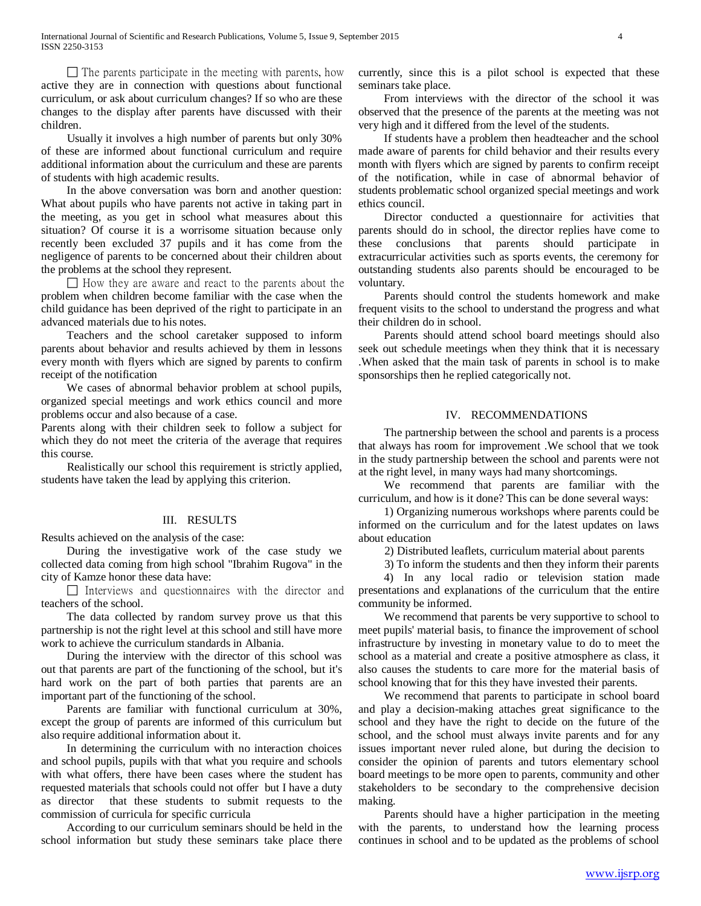- The parents participate in the meeting with parents, how active they are in connection with questions about functional curriculum, or ask about curriculum changes? If so who are these changes to the display after parents have discussed with their children.

Usually it involves a high number of parents but only 30% of these are informed about functional curriculum and require additional information about the curriculum and these are parents of students with high academic results.

In the above conversation was born and another question: What about pupils who have parents not active in taking part in the meeting, as you get in school what measures about this situation? Of course it is a worrisome situation because only recently been excluded 37 pupils and it has come from the negligence of parents to be concerned about their children about the problems at the school they represent.

- How they are aware and react to the parents about the problem when children become familiar with the case when the child guidance has been deprived of the right to participate in an advanced materials due to his notes.

Teachers and the school caretaker supposed to inform parents about behavior and results achieved by them in lessons every month with flyers which are signed by parents to confirm receipt of the notification

We cases of abnormal behavior problem at school pupils, organized special meetings and work ethics council and more problems occur and also because of a case.

Parents along with their children seek to follow a subject for which they do not meet the criteria of the average that requires this course.

Realistically our school this requirement is strictly applied, students have taken the lead by applying this criterion.

## III. RESULTS

Results achieved on the analysis of the case:

During the investigative work of the case study we collected data coming from high school "Ibrahim Rugova" in the city of Kamze honor these data have:

- Interviews and questionnaires with the director and teachers of the school.

The data collected by random survey prove us that this partnership is not the right level at this school and still have more work to achieve the curriculum standards in Albania.

During the interview with the director of this school was out that parents are part of the functioning of the school, but it's hard work on the part of both parties that parents are an important part of the functioning of the school.

Parents are familiar with functional curriculum at 30%, except the group of parents are informed of this curriculum but also require additional information about it.

In determining the curriculum with no interaction choices and school pupils, pupils with that what you require and schools with what offers, there have been cases where the student has requested materials that schools could not offer but I have a duty as director that these students to submit requests to the commission of curricula for specific curricula

According to our curriculum seminars should be held in the school information but study these seminars take place there currently, since this is a pilot school is expected that these seminars take place.

From interviews with the director of the school it was observed that the presence of the parents at the meeting was not very high and it differed from the level of the students.

If students have a problem then headteacher and the school made aware of parents for child behavior and their results every month with flyers which are signed by parents to confirm receipt of the notification, while in case of abnormal behavior of students problematic school organized special meetings and work ethics council.

Director conducted a questionnaire for activities that parents should do in school, the director replies have come to these conclusions that parents should participate in extracurricular activities such as sports events, the ceremony for outstanding students also parents should be encouraged to be voluntary.

Parents should control the students homework and make frequent visits to the school to understand the progress and what their children do in school.

Parents should attend school board meetings should also seek out schedule meetings when they think that it is necessary .When asked that the main task of parents in school is to make sponsorships then he replied categorically not.

## IV. RECOMMENDATIONS

The partnership between the school and parents is a process that always has room for improvement .We school that we took in the study partnership between the school and parents were not at the right level, in many ways had many shortcomings.

We recommend that parents are familiar with the curriculum, and how is it done? This can be done several ways:

1) Organizing numerous workshops where parents could be informed on the curriculum and for the latest updates on laws about education

2) Distributed leaflets, curriculum material about parents

3) To inform the students and then they inform their parents

4) In any local radio or television station made presentations and explanations of the curriculum that the entire community be informed.

We recommend that parents be very supportive to school to meet pupils' material basis, to finance the improvement of school infrastructure by investing in monetary value to do to meet the school as a material and create a positive atmosphere as class, it also causes the students to care more for the material basis of school knowing that for this they have invested their parents.

We recommend that parents to participate in school board and play a decision-making attaches great significance to the school and they have the right to decide on the future of the school, and the school must always invite parents and for any issues important never ruled alone, but during the decision to consider the opinion of parents and tutors elementary school board meetings to be more open to parents, community and other stakeholders to be secondary to the comprehensive decision making.

Parents should have a higher participation in the meeting with the parents, to understand how the learning process continues in school and to be updated as the problems of school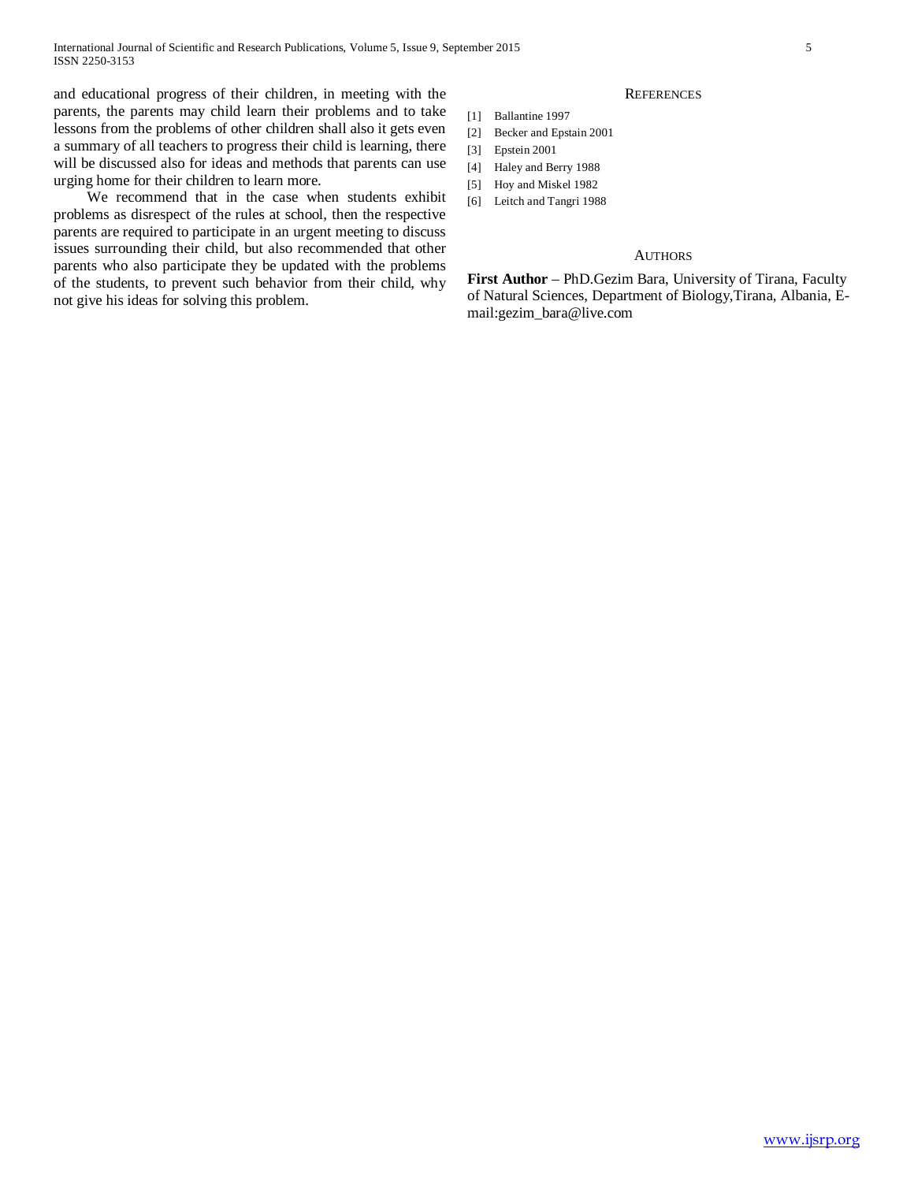and educational progress of their children, in meeting with the parents, the parents may child learn their problems and to take lessons from the problems of other children shall also it gets even a summary of all teachers to progress their child is learning, there will be discussed also for ideas and methods that parents can use urging home for their children to learn more.

We recommend that in the case when students exhibit problems as disrespect of the rules at school, then the respective parents are required to participate in an urgent meeting to discuss issues surrounding their child, but also recommended that other parents who also participate they be updated with the problems of the students, to prevent such behavior from their child, why not give his ideas for solving this problem.

## References

[1] Ballantine 1997

[2] Becker and Epstain 2001

[3] Epstein 2001

[4] Haley and Berry 1988

[5] Hoy and Miskel 1982

[6] Leitch and Tangri 1988

## Authors

**First Author** – PhD.Gezim Bara, University of Tirana, Faculty of Natural Sciences, Department of Biology,Tirana, Albania, E-mail:gezim_bara@live.com